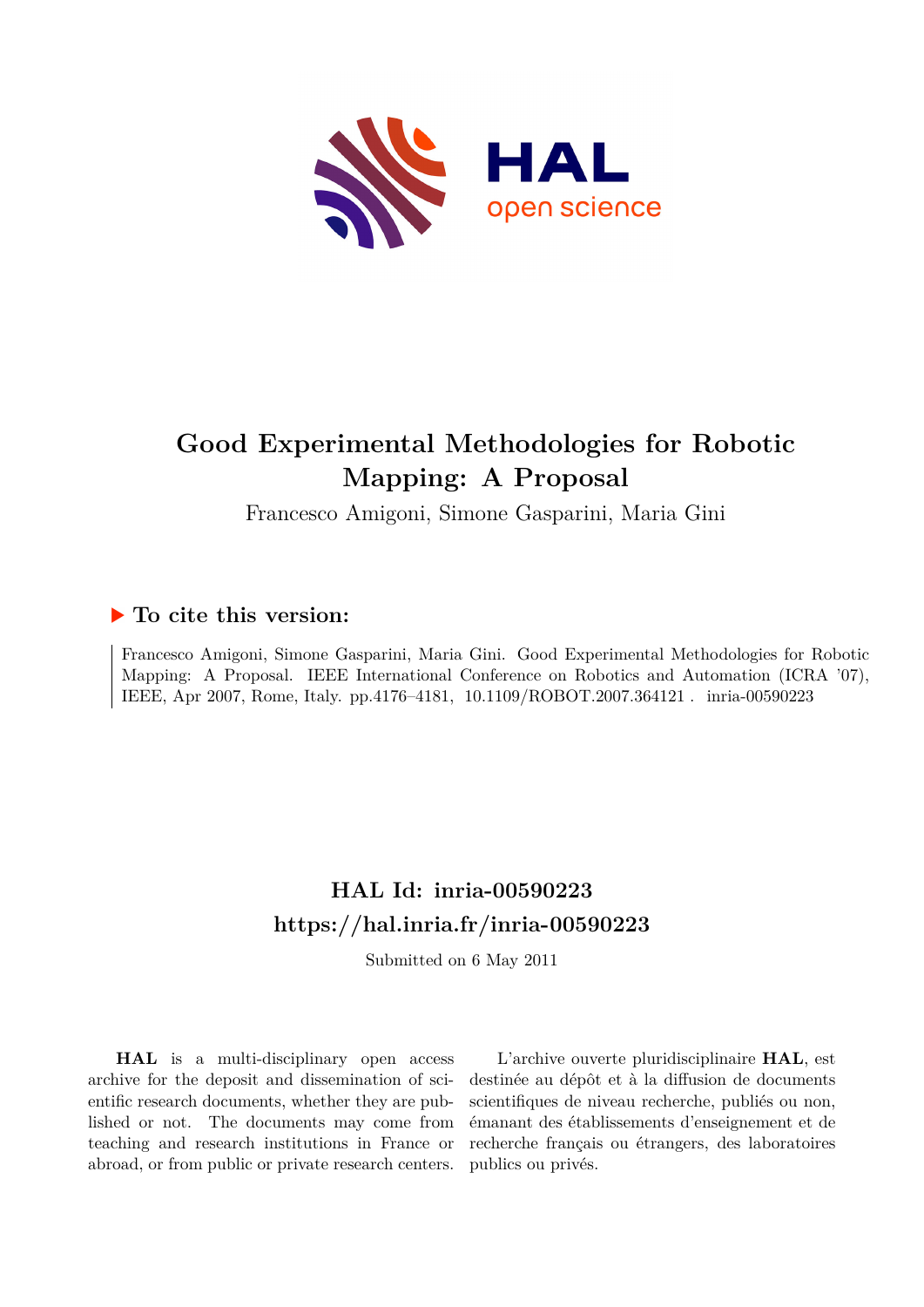# Good Experimental Methodologies for Robotic Mapping: A Proposal

Francesco Amigoni, Simone Gasparini, Maria Gini

## ▶ To cite this version:

Francesco Amigoni, Simone Gasparini, Maria Gini. Good Experimental Methodologies for Robotic Mapping: A Proposal. IEEE International Conference on Robotics and Automation (ICRA '07), IEEE, Apr 2007, Rome, Italy. pp.4176–4181, 10.1109/ROBOT.2007.364121 . inria-00590223

## HAL Id: inria-00590223
## https://hal.inria.fr/inria-00590223

Submitted on 6 May 2011

**HAL** is a multi-disciplinary open access archive for the deposit and dissemination of scientific research documents, whether they are published or not. The documents may come from teaching and research institutions in France or abroad, or from public or private research centers.

L'archive ouverte pluridisciplinaire **HAL**, est destinée au dépôt et à la diffusion de documents scientifiques de niveau recherche, publiés ou non, émanant des établissements d'enseignement et de recherche français ou étrangers, des laboratoires publics ou privés.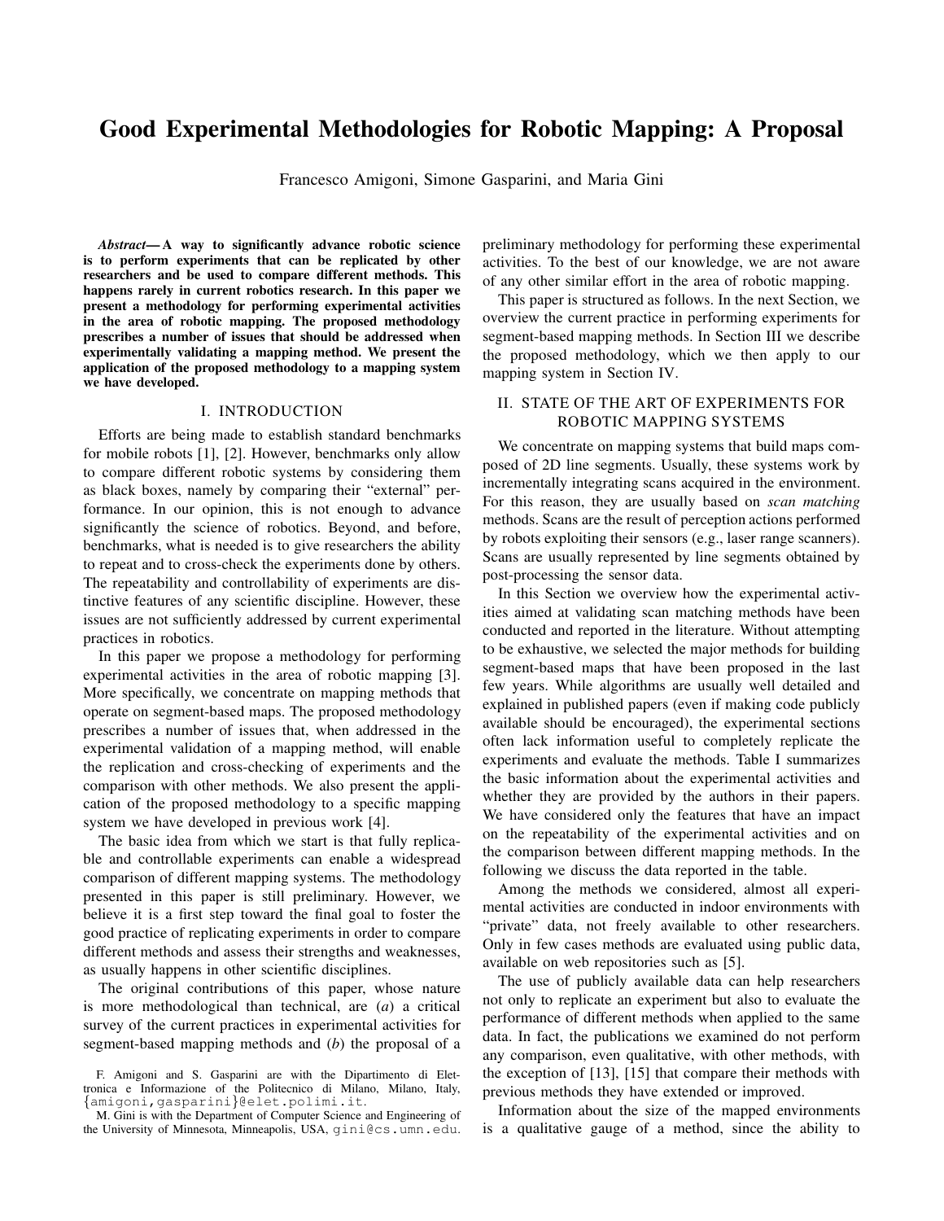# Good Experimental Methodologies for Robotic Mapping: A Proposal

Francesco Amigoni, Simone Gasparini, and Maria Gini

***Abstract*— A way to significantly advance robotic science is to perform experiments that can be replicated by other researchers and be used to compare different methods. This happens rarely in current robotics research. In this paper we present a methodology for performing experimental activities in the area of robotic mapping. The proposed methodology prescribes a number of issues that should be addressed when experimentally validating a mapping method. We present the application of the proposed methodology to a mapping system we have developed.**

## I. INTRODUCTION

Efforts are being made to establish standard benchmarks for mobile robots [1], [2]. However, benchmarks only allow to compare different robotic systems by considering them as black boxes, namely by comparing their "external" performance. In our opinion, this is not enough to advance significantly the science of robotics. Beyond, and before, benchmarks, what is needed is to give researchers the ability to repeat and to cross-check the experiments done by others. The repeatability and controllability of experiments are distinctive features of any scientific discipline. However, these issues are not sufficiently addressed by current experimental practices in robotics.

In this paper we propose a methodology for performing experimental activities in the area of robotic mapping [3]. More specifically, we concentrate on mapping methods that operate on segment-based maps. The proposed methodology prescribes a number of issues that, when addressed in the experimental validation of a mapping method, will enable the replication and cross-checking of experiments and the comparison with other methods. We also present the application of the proposed methodology to a specific mapping system we have developed in previous work [4].

The basic idea from which we start is that fully replicable and controllable experiments can enable a widespread comparison of different mapping systems. The methodology presented in this paper is still preliminary. However, we believe it is a first step toward the final goal to foster the good practice of replicating experiments in order to compare different methods and assess their strengths and weaknesses, as usually happens in other scientific disciplines.

The original contributions of this paper, whose nature is more methodological than technical, are (*a*) a critical survey of the current practices in experimental activities for segment-based mapping methods and (*b*) the proposal of a preliminary methodology for performing these experimental activities. To the best of our knowledge, we are not aware of any other similar effort in the area of robotic mapping.

This paper is structured as follows. In the next Section, we overview the current practice in performing experiments for segment-based mapping methods. In Section III we describe the proposed methodology, which we then apply to our mapping system in Section IV.

## II. STATE OF THE ART OF EXPERIMENTS FOR ROBOTIC MAPPING SYSTEMS

We concentrate on mapping systems that build maps composed of 2D line segments. Usually, these systems work by incrementally integrating scans acquired in the environment. For this reason, they are usually based on *scan matching* methods. Scans are the result of perception actions performed by robots exploiting their sensors (e.g., laser range scanners). Scans are usually represented by line segments obtained by post-processing the sensor data.

In this Section we overview how the experimental activities aimed at validating scan matching methods have been conducted and reported in the literature. Without attempting to be exhaustive, we selected the major methods for building segment-based maps that have been proposed in the last few years. While algorithms are usually well detailed and explained in published papers (even if making code publicly available should be encouraged), the experimental sections often lack information useful to completely replicate the experiments and evaluate the methods. Table I summarizes the basic information about the experimental activities and whether they are provided by the authors in their papers. We have considered only the features that have an impact on the repeatability of the experimental activities and on the comparison between different mapping methods. In the following we discuss the data reported in the table.

Among the methods we considered, almost all experimental activities are conducted in indoor environments with "private" data, not freely available to other researchers. Only in few cases methods are evaluated using public data, available on web repositories such as [5].

The use of publicly available data can help researchers not only to replicate an experiment but also to evaluate the performance of different methods when applied to the same data. In fact, the publications we examined do not perform any comparison, even qualitative, with other methods, with the exception of [13], [15] that compare their methods with previous methods they have extended or improved.

Information about the size of the mapped environments is a qualitative gauge of a method, since the ability to

F. Amigoni and S. Gasparini are with the Dipartimento di Elettronica e Informazione of the Politecnico di Milano, Milano, Italy, {amigoni,gasparini}@elet.polimi.it.

M. Gini is with the Department of Computer Science and Engineering of the University of Minnesota, Minneapolis, USA, gini@cs.umn.edu.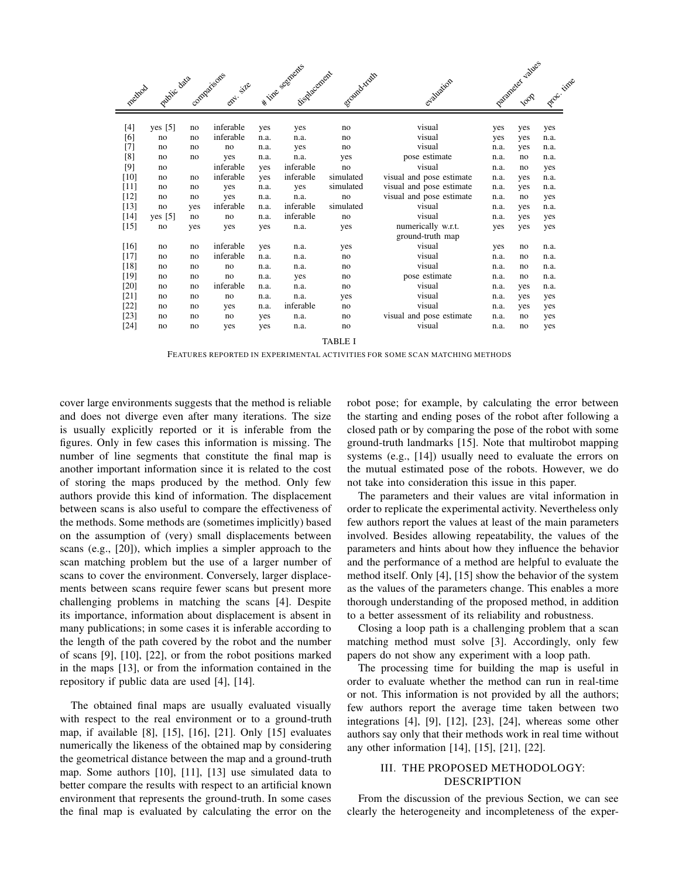| method | public data | comparisons | env. size | # line segments | displacement | ground-truth | evaluation | parameter values | loop | proc. time |
|---|---|---|---|---|---|---|---|---|---|---|
| [4] | yes [5] | no | inferable | yes | yes | no | visual | yes | yes | yes |
| [6] | no | no | inferable | n.a. | n.a. | no | visual | yes | yes | n.a. |
| [7] | no | no | no | n.a. | yes | no | visual | n.a. | yes | n.a. |
| [8] | no | no | yes | n.a. | n.a. | yes | pose estimate | n.a. | no | n.a. |
| [9] | no | | inferable | yes | inferable | no | visual | n.a. | no | yes |
| [10] | no | no | inferable | yes | inferable | simulated | visual and pose estimate | n.a. | yes | n.a. |
| [11] | no | no | yes | n.a. | yes | simulated | visual and pose estimate | n.a. | yes | n.a. |
| [12] | no | no | yes | n.a. | n.a. | no | visual and pose estimate | n.a. | no | yes |
| [13] | no | yes | inferable | n.a. | inferable | simulated | visual | n.a. | yes | n.a. |
| [14] | yes [5] | no | no | n.a. | inferable | no | visual | n.a. | yes | yes |
| [15] | no | yes | yes | yes | n.a. | yes | numerically w.r.t. ground-truth map | yes | yes | yes |
| [16] | no | no | inferable | yes | n.a. | yes | visual | yes | no | n.a. |
| [17] | no | no | inferable | n.a. | n.a. | no | visual | n.a. | no | n.a. |
| [18] | no | no | no | n.a. | n.a. | no | visual | n.a. | no | n.a. |
| [19] | no | no | no | n.a. | yes | no | pose estimate | n.a. | no | n.a. |
| [20] | no | no | inferable | n.a. | n.a. | no | visual | n.a. | yes | n.a. |
| [21] | no | no | no | n.a. | n.a. | yes | visual | n.a. | yes | yes |
| [22] | no | no | yes | n.a. | inferable | no | visual | n.a. | yes | yes |
| [23] | no | no | no | yes | n.a. | no | visual and pose estimate | n.a. | no | yes |
| [24] | no | no | yes | yes | n.a. | no | visual | n.a. | no | yes |

TABLE I

FEATURES REPORTED IN EXPERIMENTAL ACTIVITIES FOR SOME SCAN MATCHING METHODS

cover large environments suggests that the method is reliable and does not diverge even after many iterations. The size is usually explicitly reported or it is inferable from the figures. Only in few cases this information is missing. The number of line segments that constitute the final map is another important information since it is related to the cost of storing the maps produced by the method. Only few authors provide this kind of information. The displacement between scans is also useful to compare the effectiveness of the methods. Some methods are (sometimes implicitly) based on the assumption of (very) small displacements between scans (e.g., [20]), which implies a simpler approach to the scan matching problem but the use of a larger number of scans to cover the environment. Conversely, larger displacements between scans require fewer scans but present more challenging problems in matching the scans [4]. Despite its importance, information about displacement is absent in many publications; in some cases it is inferable according to the length of the path covered by the robot and the number of scans [9], [10], [22], or from the robot positions marked in the maps [13], or from the information contained in the repository if public data are used [4], [14].

The obtained final maps are usually evaluated visually with respect to the real environment or to a ground-truth map, if available [8], [15], [16], [21]. Only [15] evaluates numerically the likeness of the obtained map by considering the geometrical distance between the map and a ground-truth map. Some authors [10], [11], [13] use simulated data to better compare the results with respect to an artificial known environment that represents the ground-truth. In some cases the final map is evaluated by calculating the error on the robot pose; for example, by calculating the error between the starting and ending poses of the robot after following a closed path or by comparing the pose of the robot with some ground-truth landmarks [15]. Note that multirobot mapping systems (e.g., [14]) usually need to evaluate the errors on the mutual estimated pose of the robots. However, we do not take into consideration this issue in this paper.

The parameters and their values are vital information in order to replicate the experimental activity. Nevertheless only few authors report the values at least of the main parameters involved. Besides allowing repeatability, the values of the parameters and hints about how they influence the behavior and the performance of a method are helpful to evaluate the method itself. Only [4], [15] show the behavior of the system as the values of the parameters change. This enables a more thorough understanding of the proposed method, in addition to a better assessment of its reliability and robustness.

Closing a loop path is a challenging problem that a scan matching method must solve [3]. Accordingly, only few papers do not show any experiment with a loop path.

The processing time for building the map is useful in order to evaluate whether the method can run in real-time or not. This information is not provided by all the authors; few authors report the average time taken between two integrations [4], [9], [12], [23], [24], whereas some other authors say only that their methods work in real time without any other information [14], [15], [21], [22].

## III. THE PROPOSED METHODOLOGY: DESCRIPTION

From the discussion of the previous Section, we can see clearly the heterogeneity and incompleteness of the exper-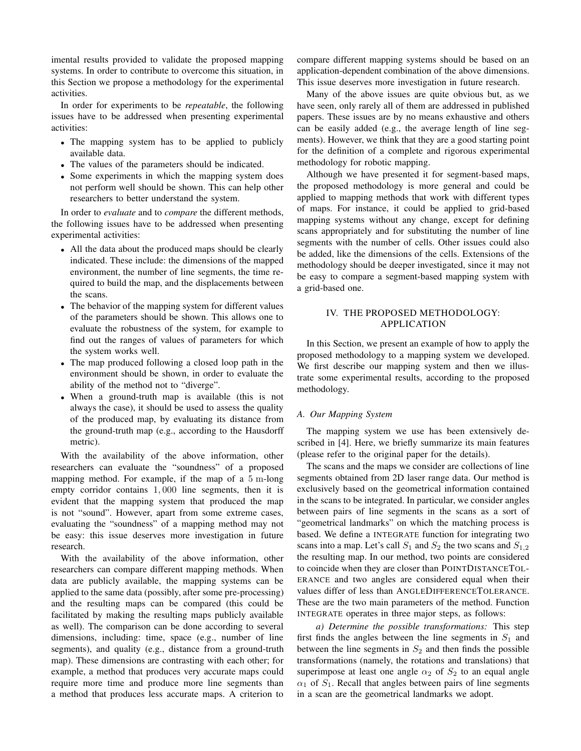imental results provided to validate the proposed mapping systems. In order to contribute to overcome this situation, in this Section we propose a methodology for the experimental activities.

In order for experiments to be *repeatable*, the following issues have to be addressed when presenting experimental activities:

- The mapping system has to be applied to publicly available data.
- The values of the parameters should be indicated.
- Some experiments in which the mapping system does not perform well should be shown. This can help other researchers to better understand the system.

In order to *evaluate* and to *compare* the different methods, the following issues have to be addressed when presenting experimental activities:

- All the data about the produced maps should be clearly indicated. These include: the dimensions of the mapped environment, the number of line segments, the time required to build the map, and the displacements between the scans.
- The behavior of the mapping system for different values of the parameters should be shown. This allows one to evaluate the robustness of the system, for example to find out the ranges of values of parameters for which the system works well.
- The map produced following a closed loop path in the environment should be shown, in order to evaluate the ability of the method not to "diverge".
- When a ground-truth map is available (this is not always the case), it should be used to assess the quality of the produced map, by evaluating its distance from the ground-truth map (e.g., according to the Hausdorff metric).

With the availability of the above information, other researchers can evaluate the "soundness" of a proposed mapping method. For example, if the map of a $5$ m-long empty corridor contains $1,000$ line segments, then it is evident that the mapping system that produced the map is not "sound". However, apart from some extreme cases, evaluating the "soundness" of a mapping method may not be easy: this issue deserves more investigation in future research.

With the availability of the above information, other researchers can compare different mapping methods. When data are publicly available, the mapping systems can be applied to the same data (possibly, after some pre-processing) and the resulting maps can be compared (this could be facilitated by making the resulting maps publicly available as well). The comparison can be done according to several dimensions, including: time, space (e.g., number of line segments), and quality (e.g., distance from a ground-truth map). These dimensions are contrasting with each other; for example, a method that produces very accurate maps could require more time and produce more line segments than a method that produces less accurate maps. A criterion to compare different mapping systems should be based on an application-dependent combination of the above dimensions. This issue deserves more investigation in future research.

Many of the above issues are quite obvious but, as we have seen, only rarely all of them are addressed in published papers. These issues are by no means exhaustive and others can be easily added (e.g., the average length of line segments). However, we think that they are a good starting point for the definition of a complete and rigorous experimental methodology for robotic mapping.

Although we have presented it for segment-based maps, the proposed methodology is more general and could be applied to mapping methods that work with different types of maps. For instance, it could be applied to grid-based mapping systems without any change, except for defining scans appropriately and for substituting the number of line segments with the number of cells. Other issues could also be added, like the dimensions of the cells. Extensions of the methodology should be deeper investigated, since it may not be easy to compare a segment-based mapping system with a grid-based one.

## IV. THE PROPOSED METHODOLOGY: APPLICATION

In this Section, we present an example of how to apply the proposed methodology to a mapping system we developed. We first describe our mapping system and then we illustrate some experimental results, according to the proposed methodology.

### A. Our Mapping System

The mapping system we use has been extensively described in [4]. Here, we briefly summarize its main features (please refer to the original paper for the details).

The scans and the maps we consider are collections of line segments obtained from 2D laser range data. Our method is exclusively based on the geometrical information contained in the scans to be integrated. In particular, we consider angles between pairs of line segments in the scans as a sort of "geometrical landmarks" on which the matching process is based. We define a INTEGRATE function for integrating two scans into a map. Let's call $S_1$ and $S_2$ the two scans and $S_{1,2}$ the resulting map. In our method, two points are considered to coincide when they are closer than POINTDISTANCETOLERANCE and two angles are considered equal when their values differ of less than ANGLEDIFFERENCETOLERANCE. These are the two main parameters of the method. Function INTEGRATE operates in three major steps, as follows:

*a) Determine the possible transformations:* This step first finds the angles between the line segments in $S_1$ and between the line segments in $S_2$ and then finds the possible transformations (namely, the rotations and translations) that superimpose at least one angle $\alpha_2$ of $S_2$ to an equal angle $\alpha_1$ of $S_1$. Recall that angles between pairs of line segments in a scan are the geometrical landmarks we adopt.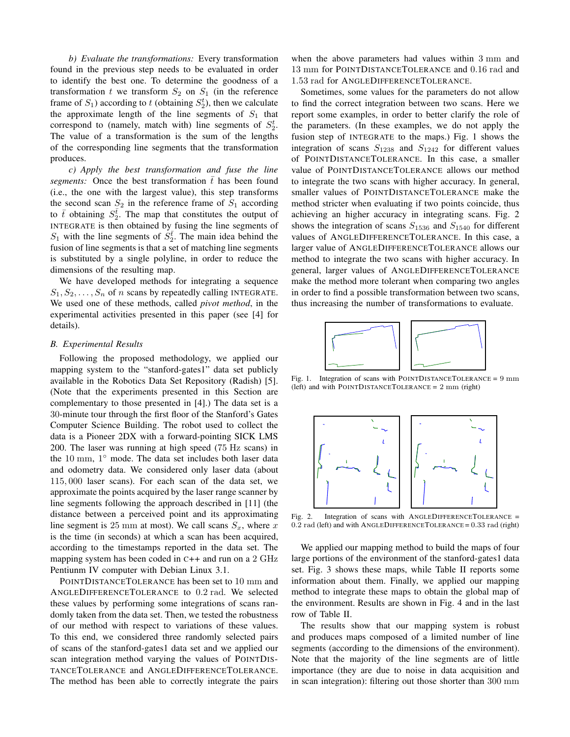*b) Evaluate the transformations:* Every transformation found in the previous step needs to be evaluated in order to identify the best one. To determine the goodness of a transformation $t$ we transform $S_2$ on $S_1$ (in the reference frame of $S_1$) according to $t$ (obtaining $S_2^t$), then we calculate the approximate length of the line segments of $S_1$ that correspond to (namely, match with) line segments of $S_2^t$. The value of a transformation is the sum of the lengths of the corresponding line segments that the transformation produces.

*c) Apply the best transformation and fuse the line segments:* Once the best transformation $\bar{t}$ has been found (i.e., the one with the largest value), this step transforms the second scan $S_2$ in the reference frame of $S_1$ according to $\bar{t}$ obtaining $S_2^{\bar{t}}$. The map that constitutes the output of INTEGRATE is then obtained by fusing the line segments of $S_1$ with the line segments of $S_2^{\bar{t}}$. The main idea behind the fusion of line segments is that a set of matching line segments is substituted by a single polyline, in order to reduce the dimensions of the resulting map.

We have developed methods for integrating a sequence $S_1, S_2, \ldots, S_n$ of $n$ scans by repeatedly calling INTEGRATE. We used one of these methods, called *pivot method*, in the experimental activities presented in this paper (see [4] for details).

### B. Experimental Results

Following the proposed methodology, we applied our mapping system to the "stanford-gates1" data set publicly available in the Robotics Data Set Repository (Radish) [5]. (Note that the experiments presented in this Section are complementary to those presented in [4].) The data set is a 30-minute tour through the first floor of the Stanford's Gates Computer Science Building. The robot used to collect the data is a Pioneer 2DX with a forward-pointing SICK LMS 200. The laser was running at high speed (75 Hz scans) in the 10 mm, 1° mode. The data set includes both laser data and odometry data. We considered only laser data (about 115, 000 laser scans). For each scan of the data set, we approximate the points acquired by the laser range scanner by line segments following the approach described in [11] (the distance between a perceived point and its approximating line segment is 25 mm at most). We call scans $S_x$, where $x$ is the time (in seconds) at which a scan has been acquired, according to the timestamps reported in the data set. The mapping system has been coded in C++ and run on a 2 GHz Pentiunm IV computer with Debian Linux 3.1.

POINTDISTANCETOLERANCE has been set to 10 mm and ANGLEDIFFERENCETOLERANCE to 0.2 rad. We selected these values by performing some integrations of scans randomly taken from the data set. Then, we tested the robustness of our method with respect to variations of these values. To this end, we considered three randomly selected pairs of scans of the stanford-gates1 data set and we applied our scan integration method varying the values of POINTDISTANCETOLERANCE and ANGLEDIFFERENCETOLERANCE. The method has been able to correctly integrate the pairs when the above parameters had values within 3 mm and 13 mm for POINTDISTANCETOLERANCE and 0.16 rad and 1.53 rad for ANGLEDIFFERENCETOLERANCE.

Sometimes, some values for the parameters do not allow to find the correct integration between two scans. Here we report some examples, in order to better clarify the role of the parameters. (In these examples, we do not apply the fusion step of INTEGRATE to the maps.) Fig. 1 shows the integration of scans $S_{1238}$ and $S_{1242}$ for different values of POINTDISTANCETOLERANCE. In this case, a smaller value of POINTDISTANCETOLERANCE allows our method to integrate the two scans with higher accuracy. In general, smaller values of POINTDISTANCETOLERANCE make the method stricter when evaluating if two points coincide, thus achieving an higher accuracy in integrating scans. Fig. 2 shows the integration of scans $S_{1536}$ and $S_{1540}$ for different values of ANGLEDIFFERENCETOLERANCE. In this case, a larger value of ANGLEDIFFERENCETOLERANCE allows our method to integrate the two scans with higher accuracy. In general, larger values of ANGLEDIFFERENCETOLERANCE make the method more tolerant when comparing two angles in order to find a possible transformation between two scans, thus increasing the number of transformations to evaluate.

Fig. 1. Integration of scans with POINTDISTANCETOLERANCE = 9 mm (left) and with POINTDISTANCETOLERANCE = 2 mm (right)

Fig. 2. Integration of scans with ANGLEDIFFERENCETOLERANCE = 0.2 rad (left) and with ANGLEDIFFERENCETOLERANCE = 0.33 rad (right)

We applied our mapping method to build the maps of four large portions of the environment of the stanford-gates1 data set. Fig. 3 shows these maps, while Table II reports some information about them. Finally, we applied our mapping method to integrate these maps to obtain the global map of the environment. Results are shown in Fig. 4 and in the last row of Table II.

The results show that our mapping system is robust and produces maps composed of a limited number of line segments (according to the dimensions of the environment). Note that the majority of the line segments are of little importance (they are due to noise in data acquisition and in scan integration): filtering out those shorter than 300 mm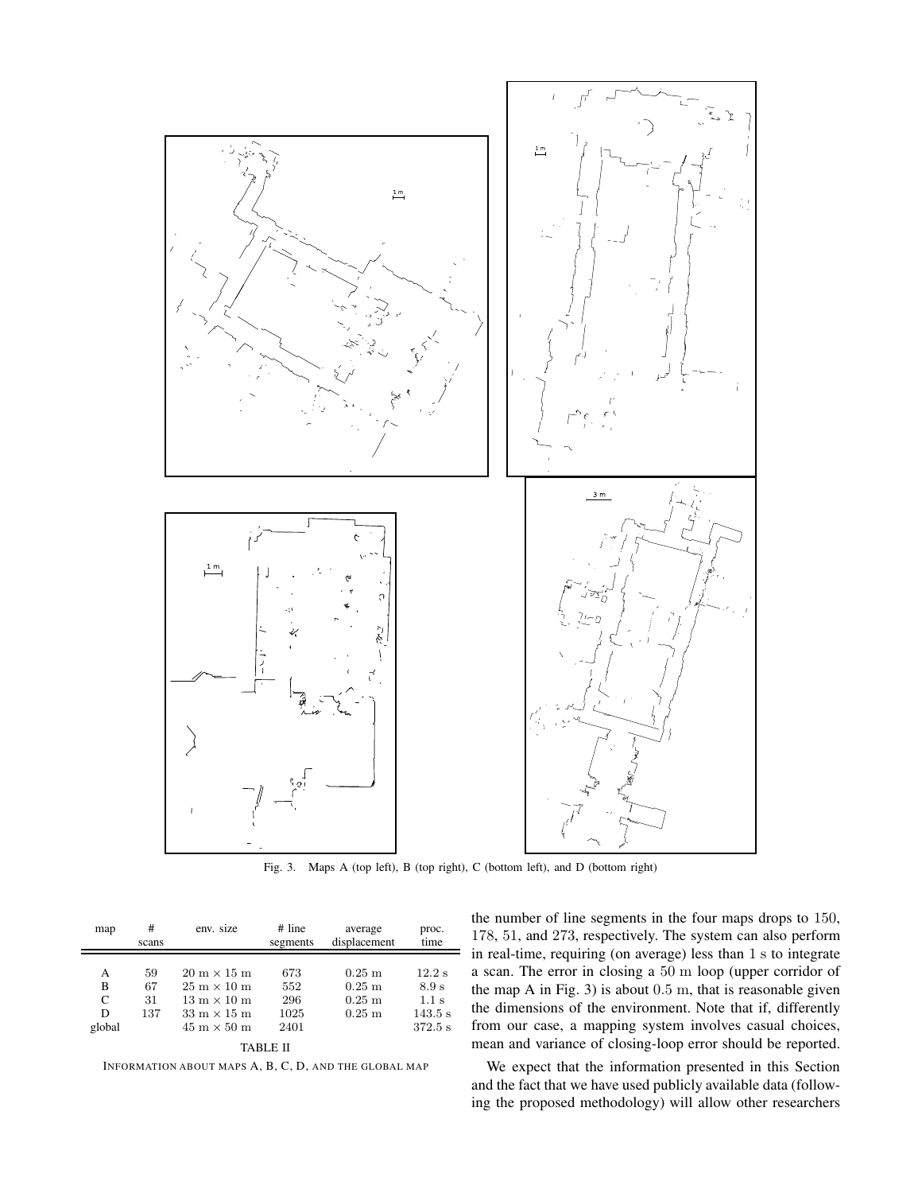Fig. 3. Maps A (top left), B (top right), C (bottom left), and D (bottom right)

| map | # scans | env. size | # line segments | average displacement | proc. time |
|---|---|---|---|---|---|
| A | 59 | $20 \text{ m} \times 15 \text{ m}$ | 673 | $0.25 \text{ m}$ | $12.2 \text{ s}$ |
| B | 67 | $25 \text{ m} \times 10 \text{ m}$ | 552 | $0.25 \text{ m}$ | $8.9 \text{ s}$ |
| C | 31 | $13 \text{ m} \times 10 \text{ m}$ | 296 | $0.25 \text{ m}$ | $1.1 \text{ s}$ |
| D | 137 | $33 \text{ m} \times 15 \text{ m}$ | 1025 | $0.25 \text{ m}$ | $143.5 \text{ s}$ |
| global | | $45 \text{ m} \times 50 \text{ m}$ | 2401 | | $372.5 \text{ s}$ |

TABLE II

INFORMATION ABOUT MAPS A, B, C, D, AND THE GLOBAL MAP

the number of line segments in the four maps drops to 150, 178, 51, and 273, respectively. The system can also perform in real-time, requiring (on average) less than 1 s to integrate a scan. The error in closing a 50 m loop (upper corridor of the map A in Fig. 3) is about 0.5 m, that is reasonable given the dimensions of the environment. Note that if, differently from our case, a mapping system involves casual choices, mean and variance of closing-loop error should be reported.

We expect that the information presented in this Section and the fact that we have used publicly available data (following the proposed methodology) will allow other researchers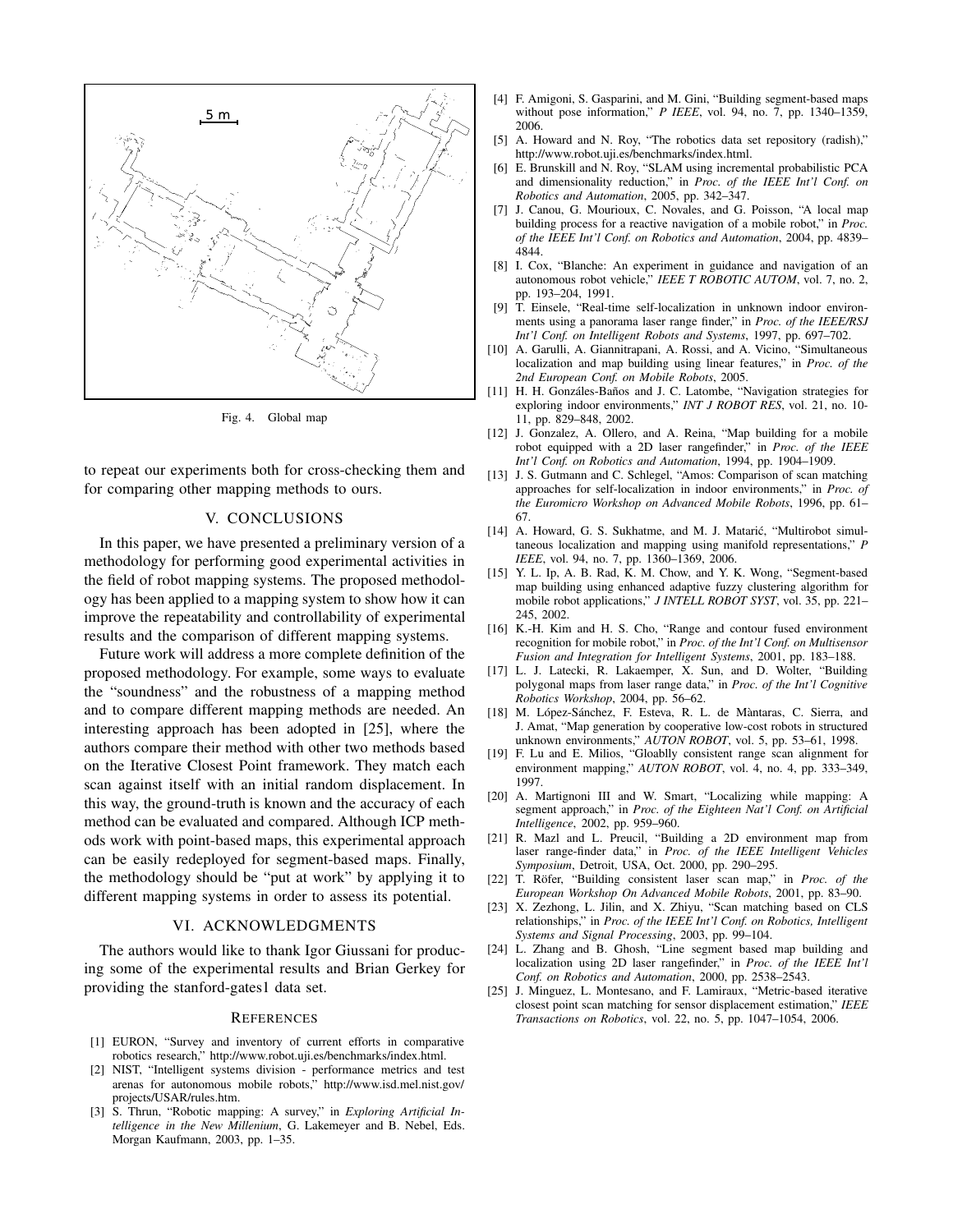5 m

Fig. 4. Global map

to repeat our experiments both for cross-checking them and for comparing other mapping methods to ours.

## V. CONCLUSIONS

In this paper, we have presented a preliminary version of a methodology for performing good experimental activities in the field of robot mapping systems. The proposed methodology has been applied to a mapping system to show how it can improve the repeatability and controllability of experimental results and the comparison of different mapping systems.

Future work will address a more complete definition of the proposed methodology. For example, some ways to evaluate the "soundness" and the robustness of a mapping method and to compare different mapping methods are needed. An interesting approach has been adopted in [25], where the authors compare their method with other two methods based on the Iterative Closest Point framework. They match each scan against itself with an initial random displacement. In this way, the ground-truth is known and the accuracy of each method can be evaluated and compared. Although ICP methods work with point-based maps, this experimental approach can be easily redeployed for segment-based maps. Finally, the methodology should be "put at work" by applying it to different mapping systems in order to assess its potential.

## VI. ACKNOWLEDGMENTS

The authors would like to thank Igor Giussani for producing some of the experimental results and Brian Gerkey for providing the stanford-gates1 data set.

## REFERENCES

[1] EURON, "Survey and inventory of current efforts in comparative robotics research," http://www.robot.uji.es/benchmarks/index.html.

[2] NIST, "Intelligent systems division - performance metrics and test arenas for autonomous mobile robots," http://www.isd.mel.nist.gov/projects/USAR/rules.htm.

[3] S. Thrun, "Robotic mapping: A survey," in *Exploring Artificial Intelligence in the New Millenium*, G. Lakemeyer and B. Nebel, Eds. Morgan Kaufmann, 2003, pp. 1–35.

[4] F. Amigoni, S. Gasparini, and M. Gini, "Building segment-based maps without pose information," *P IEEE*, vol. 94, no. 7, pp. 1340–1359, 2006.

[5] A. Howard and N. Roy, "The robotics data set repository (radish)," http://www.robot.uji.es/benchmarks/index.html.

[6] E. Brunskill and N. Roy, "SLAM using incremental probabilistic PCA and dimensionality reduction," in *Proc. of the IEEE Int'l Conf. on Robotics and Automation*, 2005, pp. 342–347.

[7] J. Canou, G. Mourioux, C. Novales, and G. Poisson, "A local map building process for a reactive navigation of a mobile robot," in *Proc. of the IEEE Int'l Conf. on Robotics and Automation*, 2004, pp. 4839–4844.

[8] I. Cox, "Blanche: An experiment in guidance and navigation of an autonomous robot vehicle," *IEEE T ROBOTIC AUTOM*, vol. 7, no. 2, pp. 193–204, 1991.

[9] T. Einsele, "Real-time self-localization in unknown indoor environments using a panorama laser range finder," in *Proc. of the IEEE/RSJ Int'l Conf. on Intelligent Robots and Systems*, 1997, pp. 697–702.

[10] A. Garulli, A. Giannitrapani, A. Rossi, and A. Vicino, "Simultaneous localization and map building using linear features," in *Proc. of the 2nd European Conf. on Mobile Robots*, 2005.

[11] H. H. Gonzáles-Baños and J. C. Latombe, "Navigation strategies for exploring indoor environments," *INT J ROBOT RES*, vol. 21, no. 10-11, pp. 829–848, 2002.

[12] J. Gonzalez, A. Ollero, and A. Reina, "Map building for a mobile robot equipped with a 2D laser rangefinder," in *Proc. of the IEEE Int'l Conf. on Robotics and Automation*, 1994, pp. 1904–1909.

[13] J. S. Gutmann and C. Schlegel, "Amos: Comparison of scan matching approaches for self-localization in indoor environments," in *Proc. of the Euromicro Workshop on Advanced Mobile Robots*, 1996, pp. 61–67.

[14] A. Howard, G. S. Sukhatme, and M. J. Matarić, "Multirobot simultaneous localization and mapping using manifold representations," *P IEEE*, vol. 94, no. 7, pp. 1360–1369, 2006.

[15] Y. L. Ip, A. B. Rad, K. M. Chow, and Y. K. Wong, "Segment-based map building using enhanced adaptive fuzzy clustering algorithm for mobile robot applications," *J INTELL ROBOT SYST*, vol. 35, pp. 221–245, 2002.

[16] K.-H. Kim and H. S. Cho, "Range and contour fused environment recognition for mobile robot," in *Proc. of the Int'l Conf. on Multisensor Fusion and Integration for Intelligent Systems*, 2001, pp. 183–188.

[17] L. J. Latecki, R. Lakaemper, X. Sun, and D. Wolter, "Building polygonal maps from laser range data," in *Proc. of the Int'l Cognitive Robotics Workshop*, 2004, pp. 56–62.

[18] M. López-Sánchez, F. Esteva, R. L. de Màntaras, C. Sierra, and J. Amat, "Map generation by cooperative low-cost robots in structured unknown environments," *AUTON ROBOT*, vol. 5, pp. 53–61, 1998.

[19] F. Lu and E. Milios, "Gloablly consistent range scan alignment for environment mapping," *AUTON ROBOT*, vol. 4, no. 4, pp. 333–349, 1997.

[20] A. Martignoni III and W. Smart, "Localizing while mapping: A segment approach," in *Proc. of the Eighteen Nat'l Conf. on Artificial Intelligence*, 2002, pp. 959–960.

[21] R. Mazl and L. Preucil, "Building a 2D environment map from laser range-finder data," in *Proc. of the IEEE Intelligent Vehicles Symposium*, Detroit, USA, Oct. 2000, pp. 290–295.

[22] T. Röfer, "Building consistent laser scan map," in *Proc. of the European Workshop On Advanced Mobile Robots*, 2001, pp. 83–90.

[23] X. Zezhong, L. Jilin, and X. Zhiyu, "Scan matching based on CLS relationships," in *Proc. of the IEEE Int'l Conf. on Robotics, Intelligent Systems and Signal Processing*, 2003, pp. 99–104.

[24] L. Zhang and B. Ghosh, "Line segment based map building and localization using 2D laser rangefinder," in *Proc. of the IEEE Int'l Conf. on Robotics and Automation*, 2000, pp. 2538–2543.

[25] J. Minguez, L. Montesano, and F. Lamiraux, "Metric-based iterative closest point scan matching for sensor displacement estimation," *IEEE Transactions on Robotics*, vol. 22, no. 5, pp. 1047–1054, 2006.